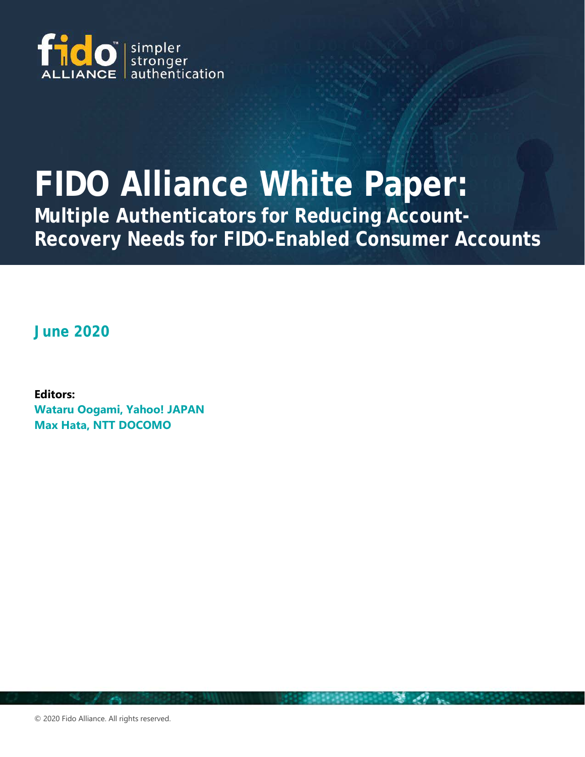# FIDO Alliance White Paper:

## Multiple Authenticators for Reducing Account-Recovery Needs for FIDO-Enabled Consumer Accounts

**June 2020**

**Editors:**

**Wataru Oogami, Yahoo! JAPAN**

**Max Hata, NTT DOCOMO**

© 2020 Fido Alliance. All rights reserved.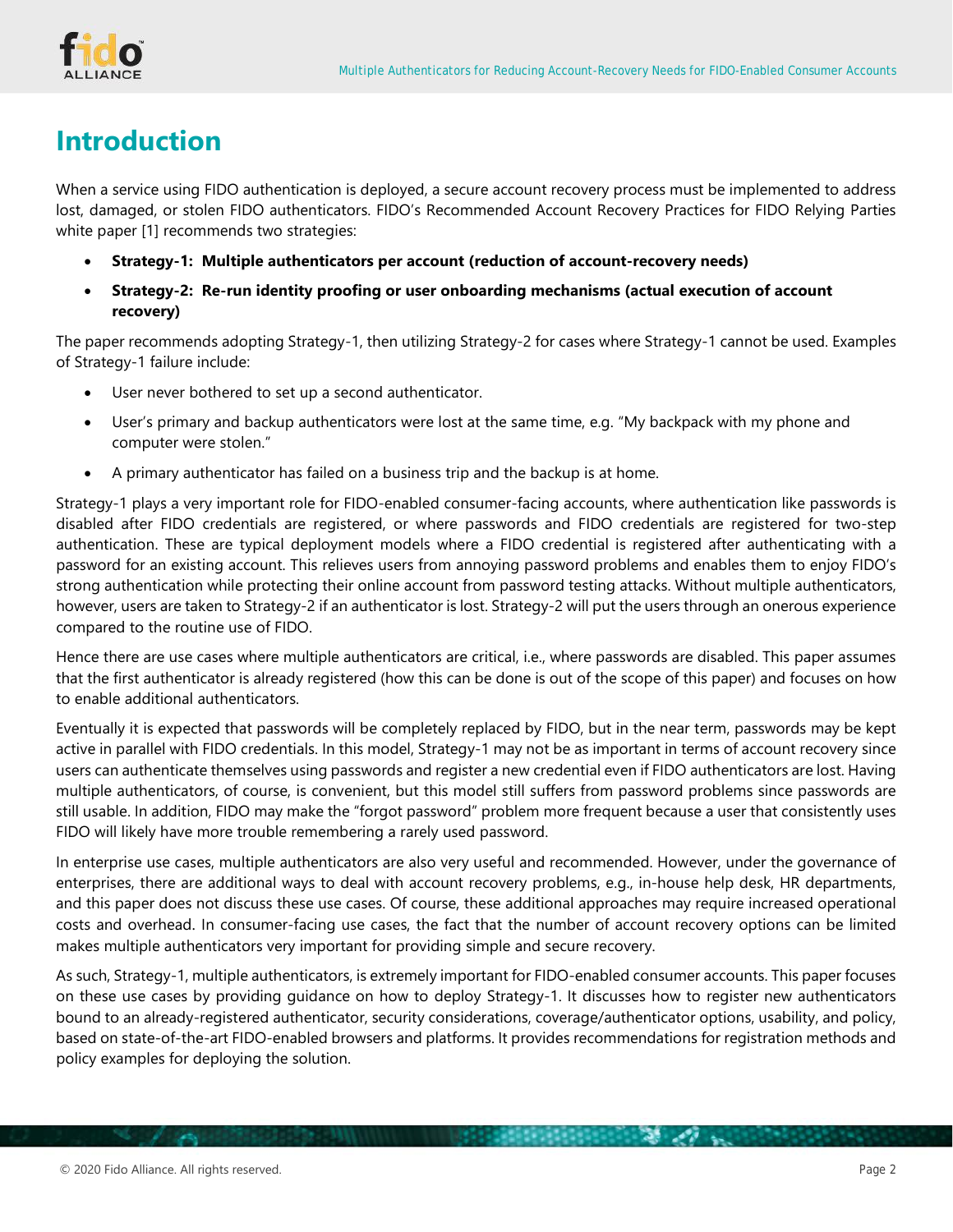# Introduction

When a service using FIDO authentication is deployed, a secure account recovery process must be implemented to address lost, damaged, or stolen FIDO authenticators. FIDO's Recommended Account Recovery Practices for FIDO Relying Parties white paper [1] recommends two strategies:

- **Strategy-1: Multiple authenticators per account (reduction of account-recovery needs)**
- **Strategy-2: Re-run identity proofing or user onboarding mechanisms (actual execution of account recovery)**

The paper recommends adopting Strategy-1, then utilizing Strategy-2 for cases where Strategy-1 cannot be used. Examples of Strategy-1 failure include:

- User never bothered to set up a second authenticator.
- User's primary and backup authenticators were lost at the same time, e.g. "My backpack with my phone and computer were stolen."
- A primary authenticator has failed on a business trip and the backup is at home.

Strategy-1 plays a very important role for FIDO-enabled consumer-facing accounts, where authentication like passwords is disabled after FIDO credentials are registered, or where passwords and FIDO credentials are registered for two-step authentication. These are typical deployment models where a FIDO credential is registered after authenticating with a password for an existing account. This relieves users from annoying password problems and enables them to enjoy FIDO's strong authentication while protecting their online account from password testing attacks. Without multiple authenticators, however, users are taken to Strategy-2 if an authenticator is lost. Strategy-2 will put the users through an onerous experience compared to the routine use of FIDO.

Hence there are use cases where multiple authenticators are critical, i.e., where passwords are disabled. This paper assumes that the first authenticator is already registered (how this can be done is out of the scope of this paper) and focuses on how to enable additional authenticators.

Eventually it is expected that passwords will be completely replaced by FIDO, but in the near term, passwords may be kept active in parallel with FIDO credentials. In this model, Strategy-1 may not be as important in terms of account recovery since users can authenticate themselves using passwords and register a new credential even if FIDO authenticators are lost. Having multiple authenticators, of course, is convenient, but this model still suffers from password problems since passwords are still usable. In addition, FIDO may make the "forgot password" problem more frequent because a user that consistently uses FIDO will likely have more trouble remembering a rarely used password.

In enterprise use cases, multiple authenticators are also very useful and recommended. However, under the governance of enterprises, there are additional ways to deal with account recovery problems, e.g., in-house help desk, HR departments, and this paper does not discuss these use cases. Of course, these additional approaches may require increased operational costs and overhead. In consumer-facing use cases, the fact that the number of account recovery options can be limited makes multiple authenticators very important for providing simple and secure recovery.

As such, Strategy-1, multiple authenticators, is extremely important for FIDO-enabled consumer accounts. This paper focuses on these use cases by providing guidance on how to deploy Strategy-1. It discusses how to register new authenticators bound to an already-registered authenticator, security considerations, coverage/authenticator options, usability, and policy, based on state-of-the-art FIDO-enabled browsers and platforms. It provides recommendations for registration methods and policy examples for deploying the solution.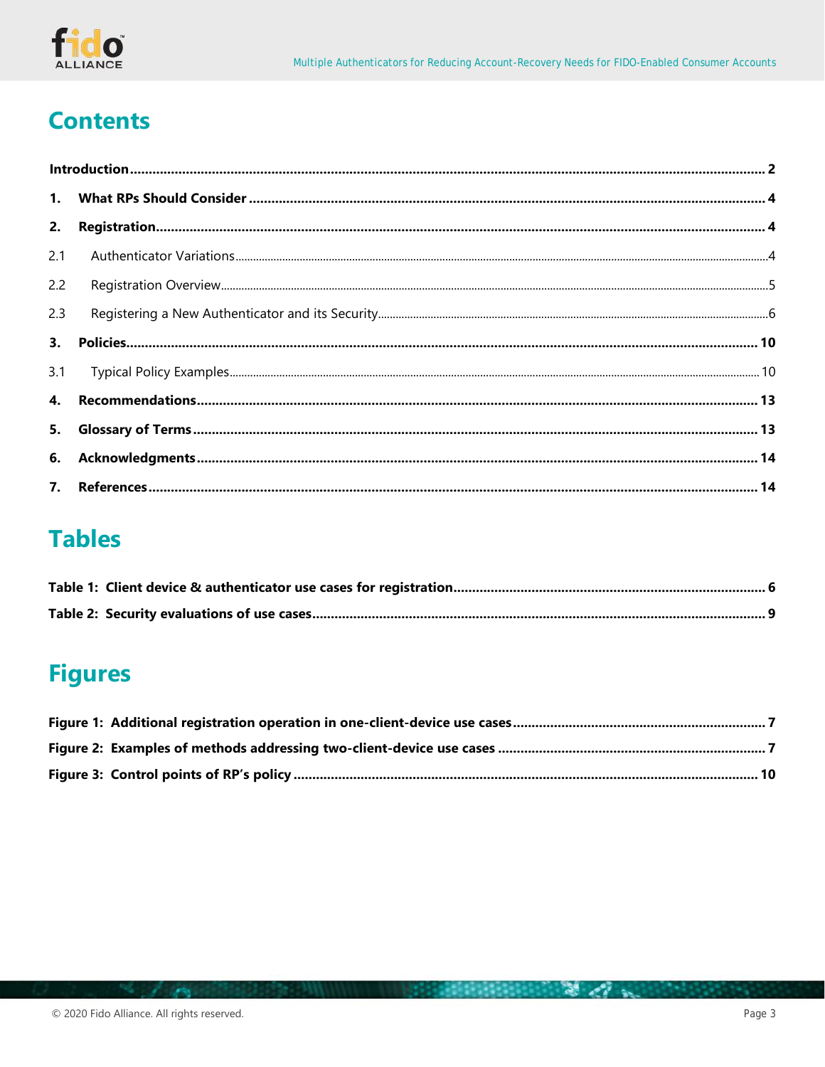# Contents

**Introduction** ........ **2**

**1. What RPs Should Consider** ........ **4**

**2. Registration** ........ **4**

2.1 Authenticator Variations ........ 4

2.2 Registration Overview ........ 5

2.3 Registering a New Authenticator and its Security ........ 6

**3. Policies** ........ **10**

3.1 Typical Policy Examples ........ 10

**4. Recommendations** ........ **13**

**5. Glossary of Terms** ........ **13**

**6. Acknowledgments** ........ **14**

**7. References** ........ **14**

# Tables

**Table 1: Client device & authenticator use cases for registration** ........ **6**

**Table 2: Security evaluations of use cases** ........ **9**

# Figures

**Figure 1: Additional registration operation in one-client-device use cases** ........ **7**

**Figure 2: Examples of methods addressing two-client-device use cases** ........ **7**

**Figure 3: Control points of RP's policy** ........ **10**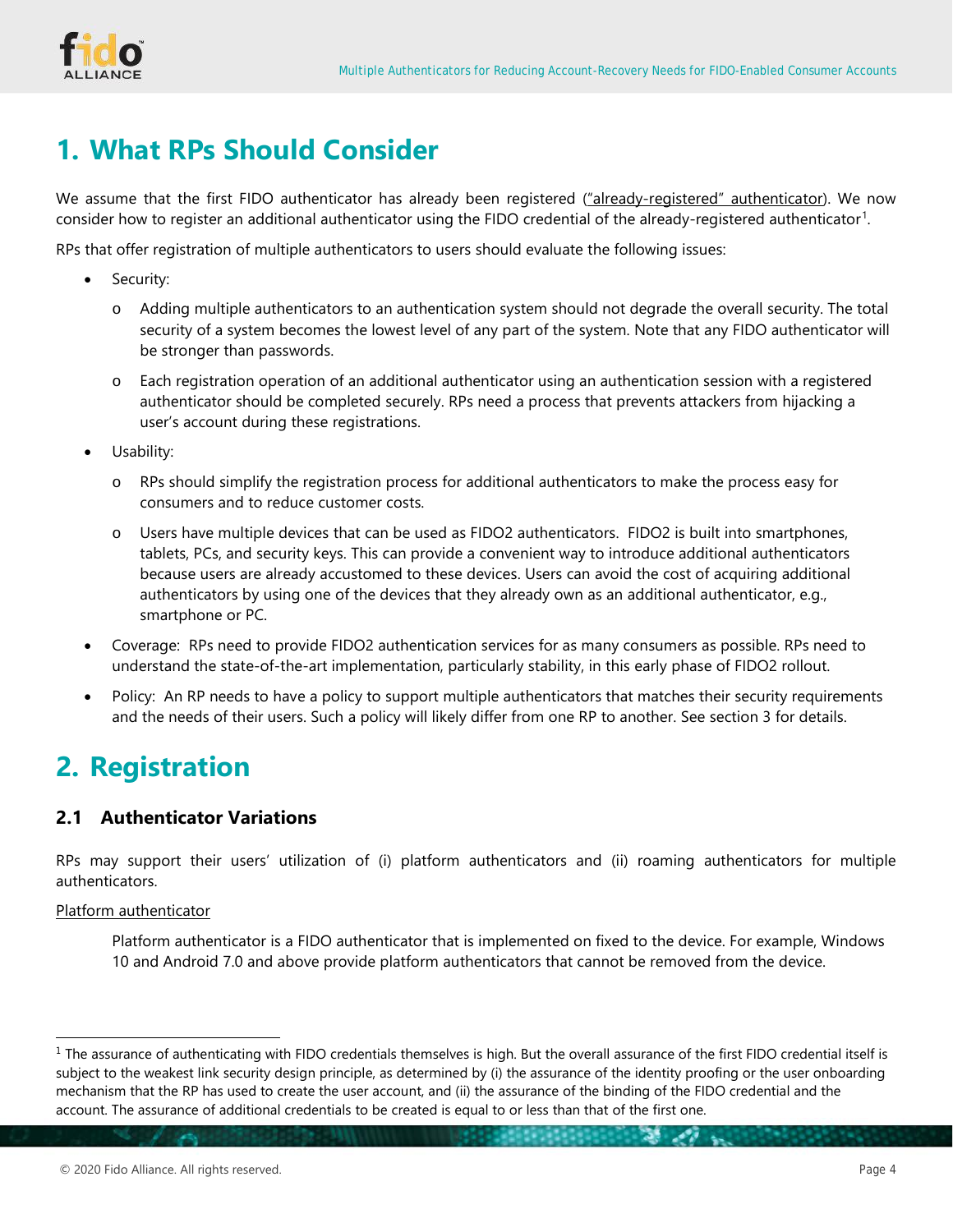# 1. What RPs Should Consider

We assume that the first FIDO authenticator has already been registered ("already-registered" authenticator). We now consider how to register an additional authenticator using the FIDO credential of the already-registered authenticator[1].

RPs that offer registration of multiple authenticators to users should evaluate the following issues:

- Security:
  - Adding multiple authenticators to an authentication system should not degrade the overall security. The total security of a system becomes the lowest level of any part of the system. Note that any FIDO authenticator will be stronger than passwords.
  - Each registration operation of an additional authenticator using an authentication session with a registered authenticator should be completed securely. RPs need a process that prevents attackers from hijacking a user's account during these registrations.
- Usability:
  - RPs should simplify the registration process for additional authenticators to make the process easy for consumers and to reduce customer costs.
  - Users have multiple devices that can be used as FIDO2 authenticators. FIDO2 is built into smartphones, tablets, PCs, and security keys. This can provide a convenient way to introduce additional authenticators because users are already accustomed to these devices. Users can avoid the cost of acquiring additional authenticators by using one of the devices that they already own as an additional authenticator, e.g., smartphone or PC.
- Coverage: RPs need to provide FIDO2 authentication services for as many consumers as possible. RPs need to understand the state-of-the-art implementation, particularly stability, in this early phase of FIDO2 rollout.
- Policy: An RP needs to have a policy to support multiple authenticators that matches their security requirements and the needs of their users. Such a policy will likely differ from one RP to another. See section 3 for details.

# 2. Registration

## 2.1 Authenticator Variations

RPs may support their users' utilization of (i) platform authenticators and (ii) roaming authenticators for multiple authenticators.

Platform authenticator

> Platform authenticator is a FIDO authenticator that is implemented on fixed to the device. For example, Windows 10 and Android 7.0 and above provide platform authenticators that cannot be removed from the device.

---

[1] The assurance of authenticating with FIDO credentials themselves is high. But the overall assurance of the first FIDO credential itself is subject to the weakest link security design principle, as determined by (i) the assurance of the identity proofing or the user onboarding mechanism that the RP has used to create the user account, and (ii) the assurance of the binding of the FIDO credential and the account. The assurance of additional credentials to be created is equal to or less than that of the first one.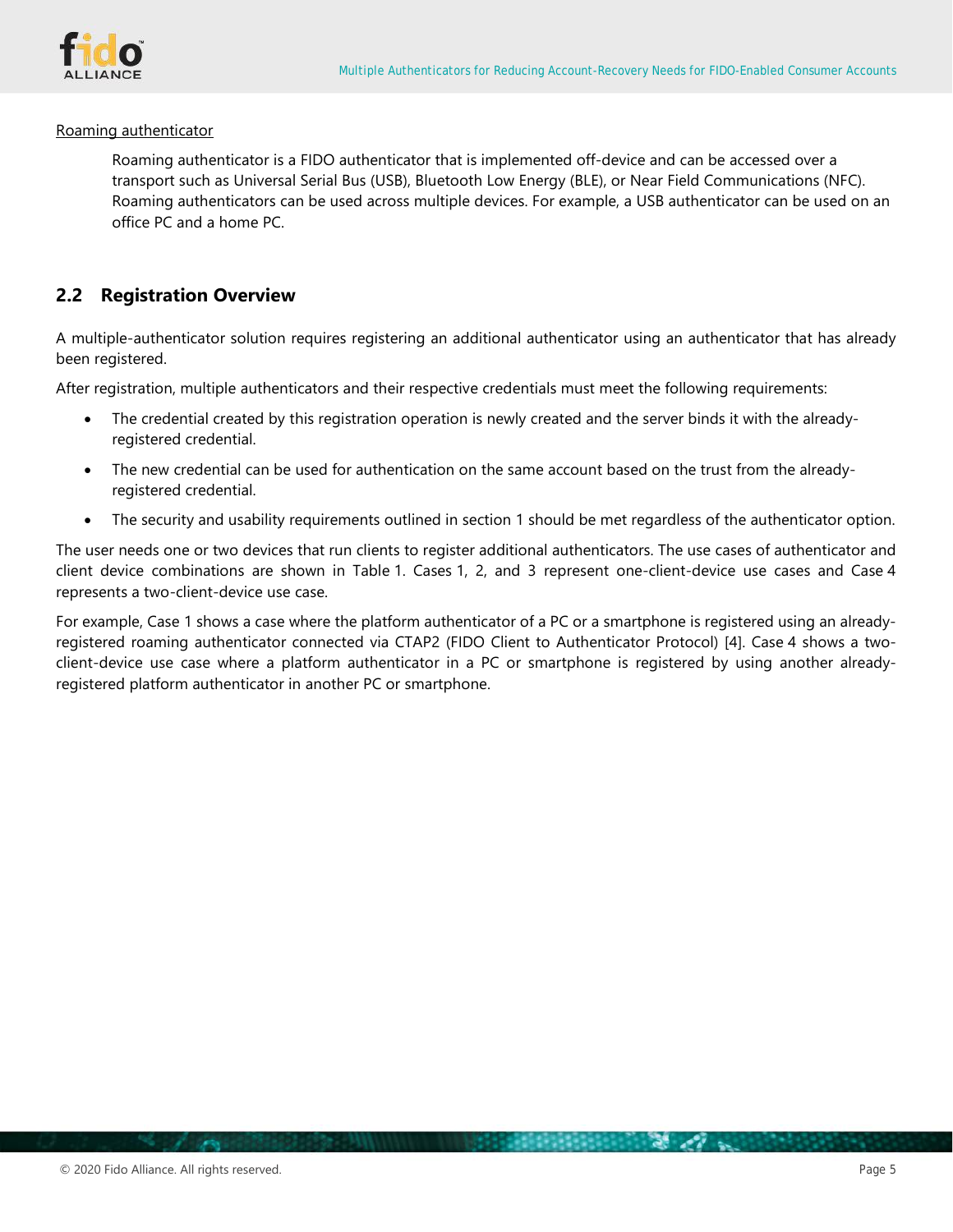Roaming authenticator

Roaming authenticator is a FIDO authenticator that is implemented off-device and can be accessed over a transport such as Universal Serial Bus (USB), Bluetooth Low Energy (BLE), or Near Field Communications (NFC). Roaming authenticators can be used across multiple devices. For example, a USB authenticator can be used on an office PC and a home PC.

## 2.2 Registration Overview

A multiple-authenticator solution requires registering an additional authenticator using an authenticator that has already been registered.

After registration, multiple authenticators and their respective credentials must meet the following requirements:

- The credential created by this registration operation is newly created and the server binds it with the already-registered credential.
- The new credential can be used for authentication on the same account based on the trust from the already-registered credential.
- The security and usability requirements outlined in section 1 should be met regardless of the authenticator option.

The user needs one or two devices that run clients to register additional authenticators. The use cases of authenticator and client device combinations are shown in Table 1. Cases 1, 2, and 3 represent one-client-device use cases and Case 4 represents a two-client-device use case.

For example, Case 1 shows a case where the platform authenticator of a PC or a smartphone is registered using an already-registered roaming authenticator connected via CTAP2 (FIDO Client to Authenticator Protocol) [4]. Case 4 shows a two-client-device use case where a platform authenticator in a PC or smartphone is registered by using another already-registered platform authenticator in another PC or smartphone.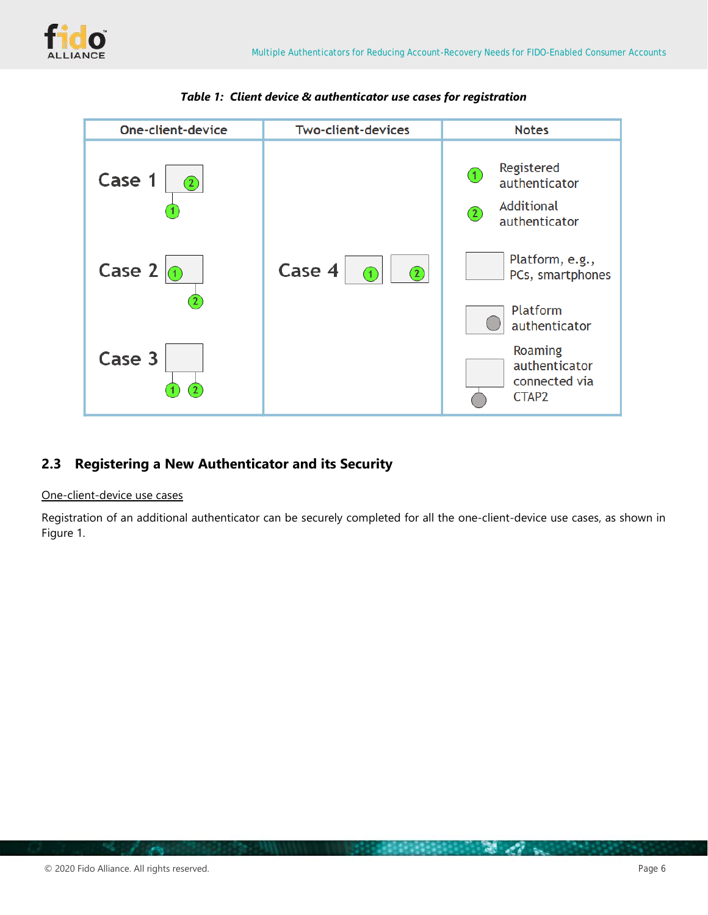***Table 1: Client device & authenticator use cases for registration***

| One-client-device | Two-client-devices | Notes |
|---|---|---|
| Case 1 | Case 4 | 1 Registered authenticator |
| Case 2 | | 2 Additional authenticator |
| Case 3 | | Platform, e.g., PCs, smartphones |
| | | Platform authenticator |
| | | Roaming authenticator connected via CTAP2 |

## 2.3 Registering a New Authenticator and its Security

One-client-device use cases

Registration of an additional authenticator can be securely completed for all the one-client-device use cases, as shown in Figure 1.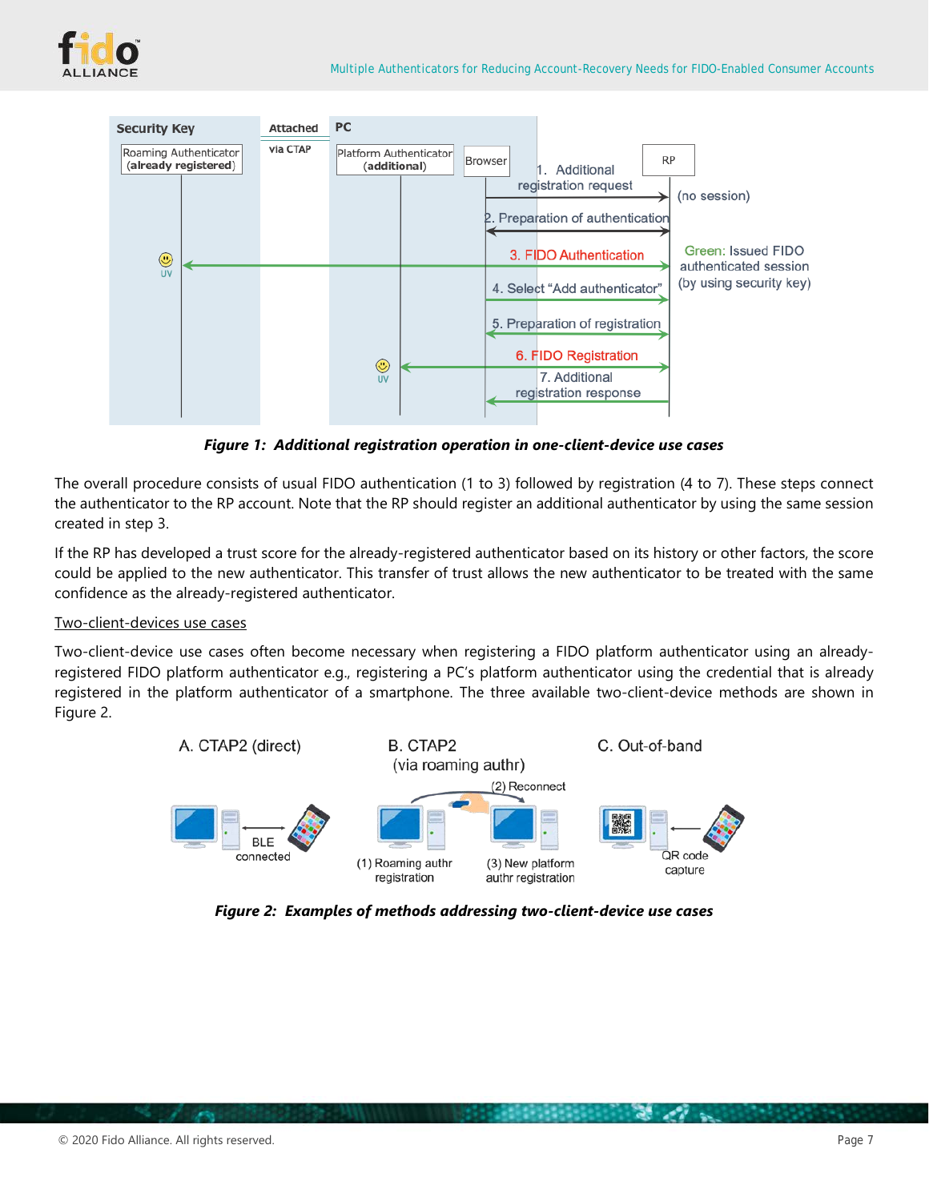*Figure 1: Additional registration operation in one-client-device use cases*

The overall procedure consists of usual FIDO authentication (1 to 3) followed by registration (4 to 7). These steps connect the authenticator to the RP account. Note that the RP should register an additional authenticator by using the same session created in step 3.

If the RP has developed a trust score for the already-registered authenticator based on its history or other factors, the score could be applied to the new authenticator. This transfer of trust allows the new authenticator to be treated with the same confidence as the already-registered authenticator.

Two-client-devices use cases

Two-client-device use cases often become necessary when registering a FIDO platform authenticator using an already-registered FIDO platform authenticator e.g., registering a PC's platform authenticator using the credential that is already registered in the platform authenticator of a smartphone. The three available two-client-device methods are shown in Figure 2.

*Figure 2: Examples of methods addressing two-client-device use cases*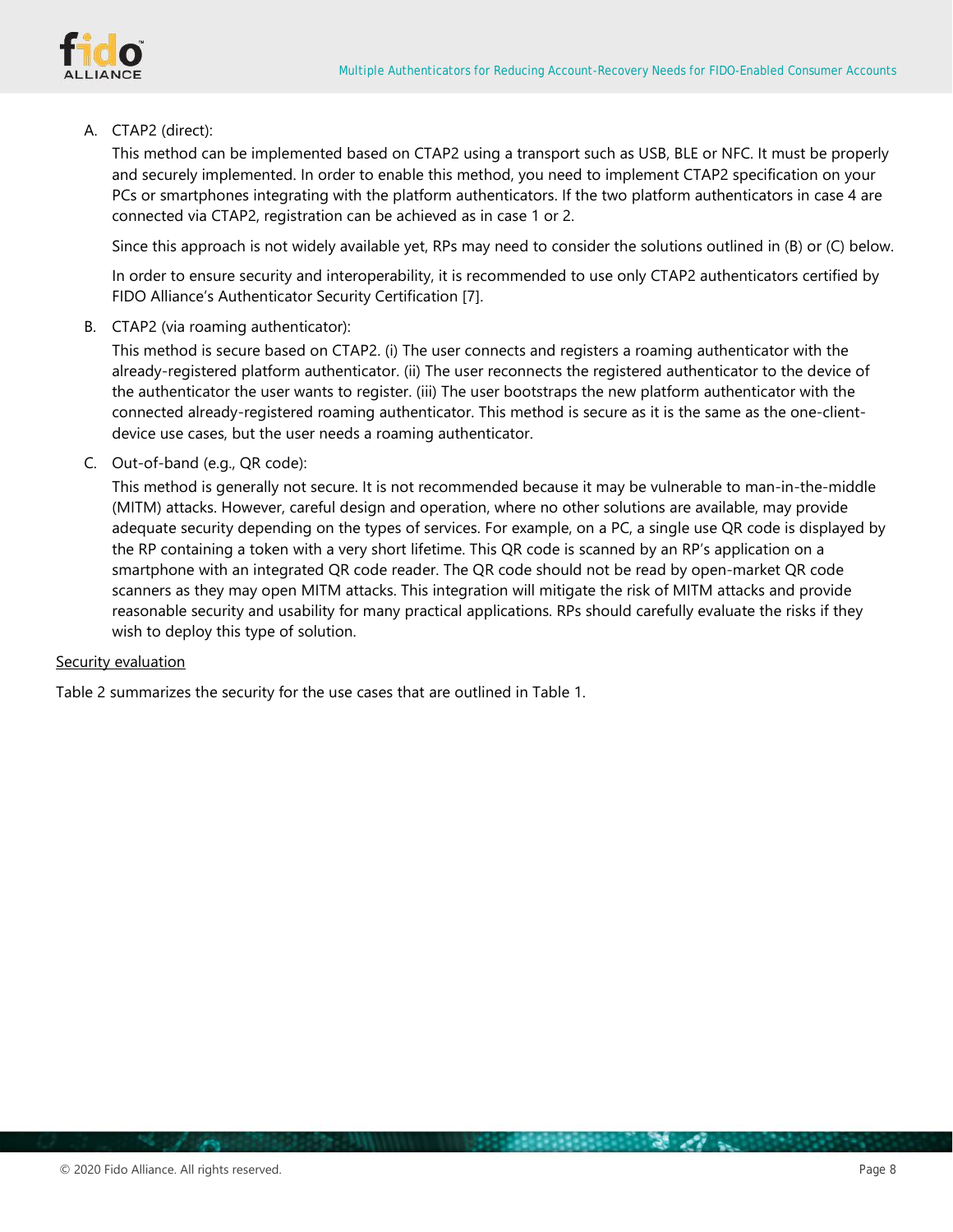A. CTAP2 (direct):

   This method can be implemented based on CTAP2 using a transport such as USB, BLE or NFC. It must be properly and securely implemented. In order to enable this method, you need to implement CTAP2 specification on your PCs or smartphones integrating with the platform authenticators. If the two platform authenticators in case 4 are connected via CTAP2, registration can be achieved as in case 1 or 2.

   Since this approach is not widely available yet, RPs may need to consider the solutions outlined in (B) or (C) below.

   In order to ensure security and interoperability, it is recommended to use only CTAP2 authenticators certified by FIDO Alliance's Authenticator Security Certification [7].

B. CTAP2 (via roaming authenticator):

   This method is secure based on CTAP2. (i) The user connects and registers a roaming authenticator with the already-registered platform authenticator. (ii) The user reconnects the registered authenticator to the device of the authenticator the user wants to register. (iii) The user bootstraps the new platform authenticator with the connected already-registered roaming authenticator. This method is secure as it is the same as the one-client-device use cases, but the user needs a roaming authenticator.

C. Out-of-band (e.g., QR code):

   This method is generally not secure. It is not recommended because it may be vulnerable to man-in-the-middle (MITM) attacks. However, careful design and operation, where no other solutions are available, may provide adequate security depending on the types of services. For example, on a PC, a single use QR code is displayed by the RP containing a token with a very short lifetime. This QR code is scanned by an RP's application on a smartphone with an integrated QR code reader. The QR code should not be read by open-market QR code scanners as they may open MITM attacks. This integration will mitigate the risk of MITM attacks and provide reasonable security and usability for many practical applications. RPs should carefully evaluate the risks if they wish to deploy this type of solution.

<u>Security evaluation</u>

Table 2 summarizes the security for the use cases that are outlined in Table 1.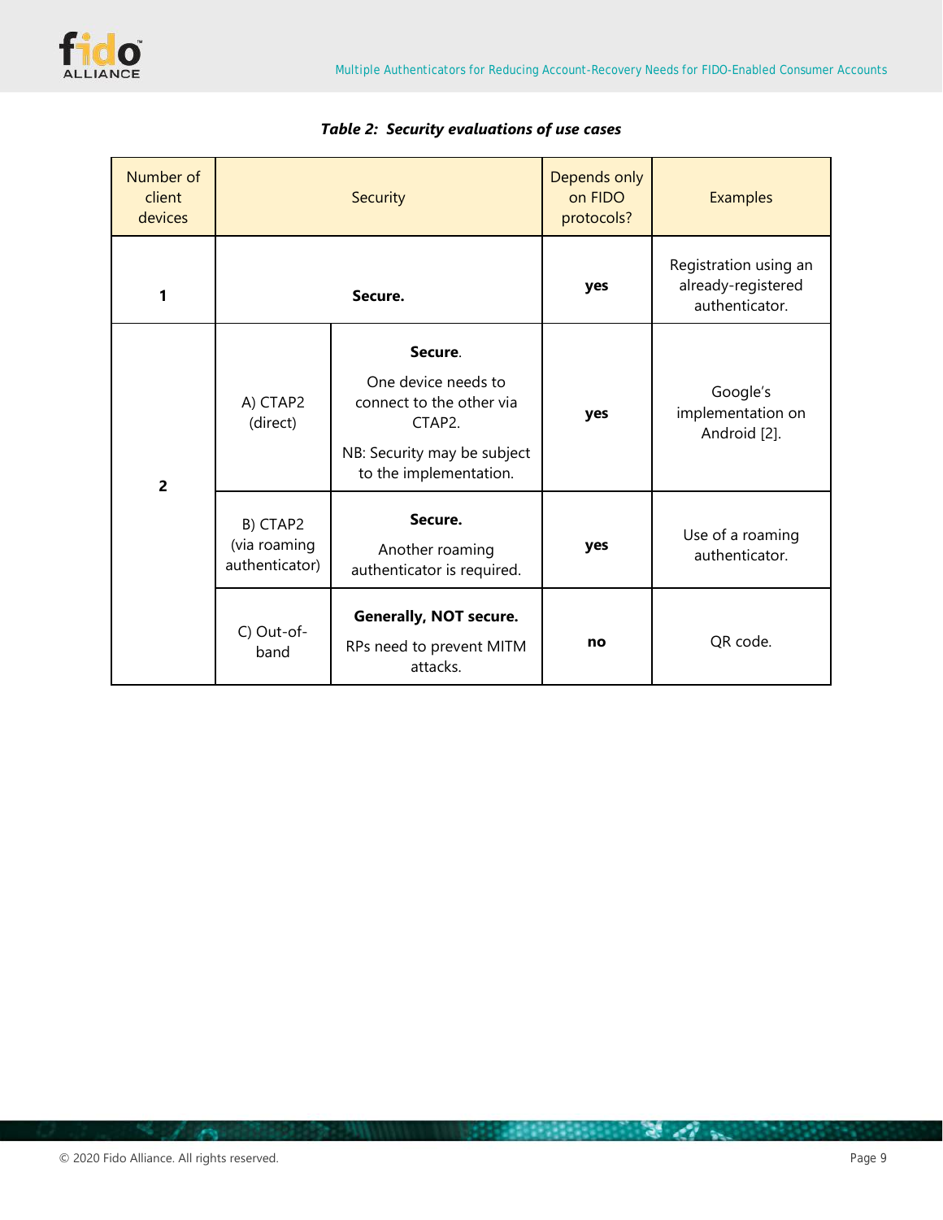***Table 2: Security evaluations of use cases***

| Number of client devices | Security | | Depends only on FIDO protocols? | Examples |
|---|---|---|---|---|
| **1** | **Secure.** | | **yes** | Registration using an already-registered authenticator. |
| **2** | A) CTAP2 (direct) | **Secure**. One device needs to connect to the other via CTAP2. NB: Security may be subject to the implementation. | **yes** | Google's implementation on Android [2]. |
| | B) CTAP2 (via roaming authenticator) | **Secure.** Another roaming authenticator is required. | **yes** | Use of a roaming authenticator. |
| | C) Out-of-band | **Generally, NOT secure.** RPs need to prevent MITM attacks. | **no** | QR code. |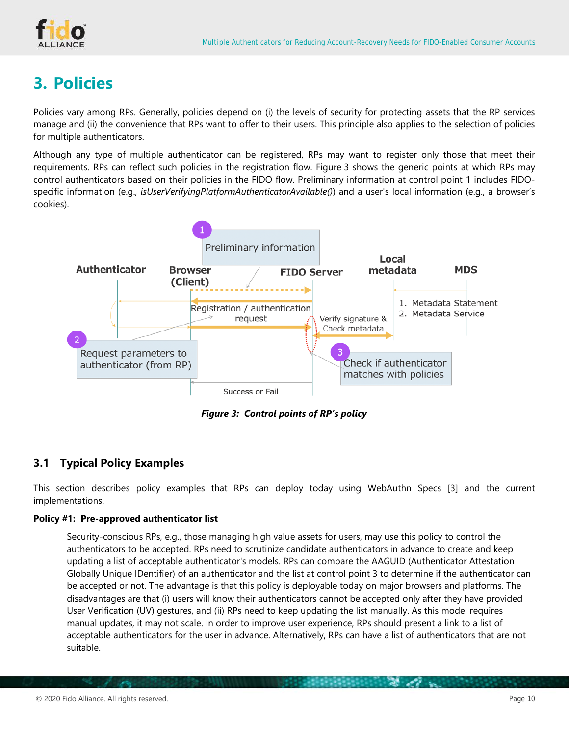# 3. Policies

Policies vary among RPs. Generally, policies depend on (i) the levels of security for protecting assets that the RP services manage and (ii) the convenience that RPs want to offer to their users. This principle also applies to the selection of policies for multiple authenticators.

Although any type of multiple authenticator can be registered, RPs may want to register only those that meet their requirements. RPs can reflect such policies in the registration flow. Figure 3 shows the generic points at which RPs may control authenticators based on their policies in the FIDO flow. Preliminary information at control point 1 includes FIDO-specific information (e.g., *isUserVerifyingPlatformAuthenticatorAvailable()*) and a user's local information (e.g., a browser's cookies).

*Figure 3: Control points of RP's policy*

## 3.1 Typical Policy Examples

This section describes policy examples that RPs can deploy today using WebAuthn Specs [3] and the current implementations.

**Policy #1: Pre-approved authenticator list**

Security-conscious RPs, e.g., those managing high value assets for users, may use this policy to control the authenticators to be accepted. RPs need to scrutinize candidate authenticators in advance to create and keep updating a list of acceptable authenticator's models. RPs can compare the AAGUID (Authenticator Attestation Globally Unique IDentifier) of an authenticator and the list at control point 3 to determine if the authenticator can be accepted or not. The advantage is that this policy is deployable today on major browsers and platforms. The disadvantages are that (i) users will know their authenticators cannot be accepted only after they have provided User Verification (UV) gestures, and (ii) RPs need to keep updating the list manually. As this model requires manual updates, it may not scale. In order to improve user experience, RPs should present a link to a list of acceptable authenticators for the user in advance. Alternatively, RPs can have a list of authenticators that are not suitable.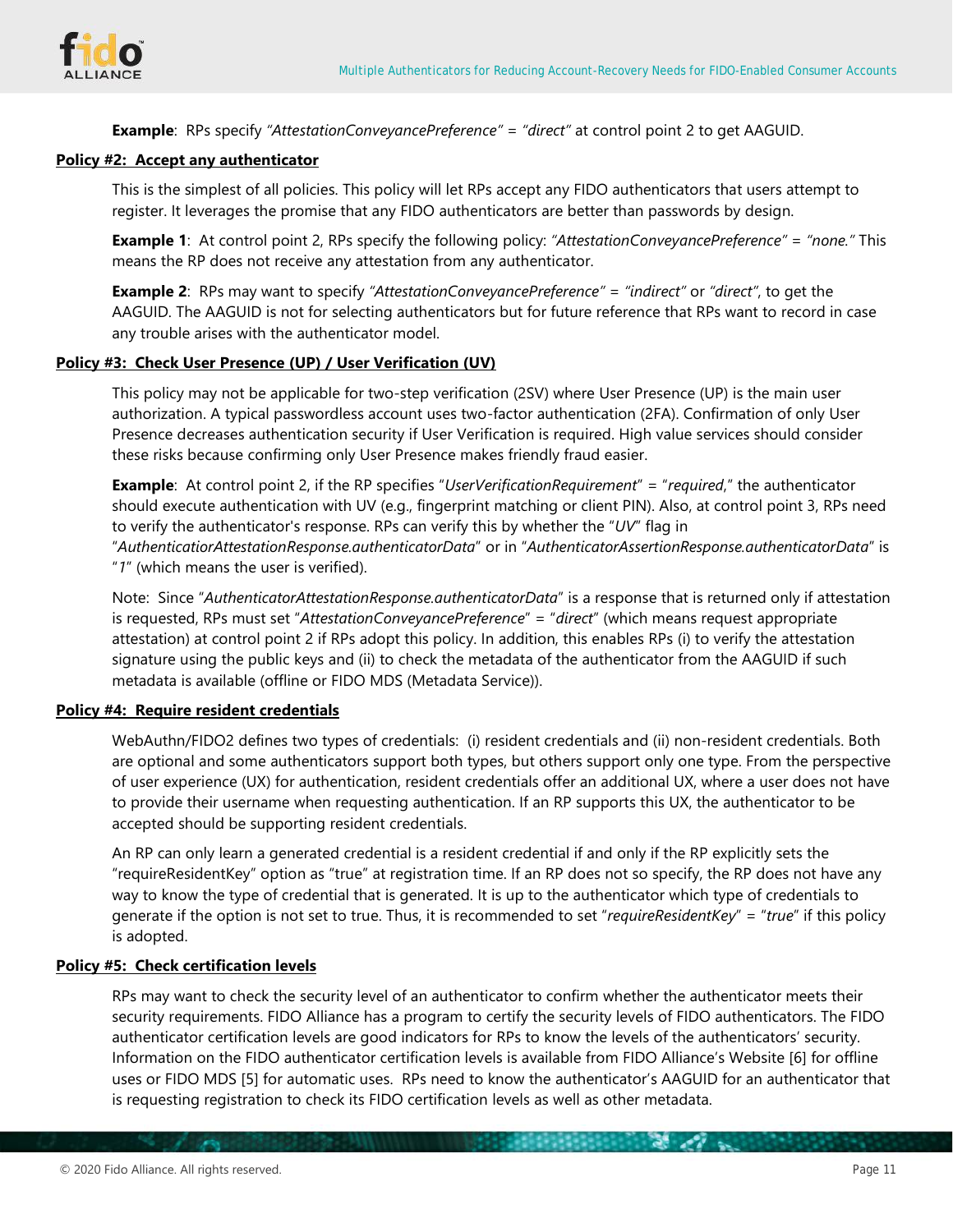**Example**: RPs specify *"AttestationConveyancePreference" = "direct"* at control point 2 to get AAGUID.

**Policy #2: Accept any authenticator**

This is the simplest of all policies. This policy will let RPs accept any FIDO authenticators that users attempt to register. It leverages the promise that any FIDO authenticators are better than passwords by design.

**Example 1**: At control point 2, RPs specify the following policy: *"AttestationConveyancePreference" = "none."* This means the RP does not receive any attestation from any authenticator.

**Example 2**: RPs may want to specify *"AttestationConveyancePreference" = "indirect"* or *"direct"*, to get the AAGUID. The AAGUID is not for selecting authenticators but for future reference that RPs want to record in case any trouble arises with the authenticator model.

**Policy #3: Check User Presence (UP) / User Verification (UV)**

This policy may not be applicable for two-step verification (2SV) where User Presence (UP) is the main user authorization. A typical passwordless account uses two-factor authentication (2FA). Confirmation of only User Presence decreases authentication security if User Verification is required. High value services should consider these risks because confirming only User Presence makes friendly fraud easier.

**Example**: At control point 2, if the RP specifies "*UserVerificationRequirement*" = "*required*," the authenticator should execute authentication with UV (e.g., fingerprint matching or client PIN). Also, at control point 3, RPs need to verify the authenticator's response. RPs can verify this by whether the "*UV*" flag in "*AuthenticatiorAttestationResponse.authenticatorData*" or in "*AuthenticatorAssertionResponse.authenticatorData*" is "*1*" (which means the user is verified).

Note: Since "*AuthenticatorAttestationResponse.authenticatorData*" is a response that is returned only if attestation is requested, RPs must set "*AttestationConveyancePreference*" = "*direct*" (which means request appropriate attestation) at control point 2 if RPs adopt this policy. In addition, this enables RPs (i) to verify the attestation signature using the public keys and (ii) to check the metadata of the authenticator from the AAGUID if such metadata is available (offline or FIDO MDS (Metadata Service)).

**Policy #4: Require resident credentials**

WebAuthn/FIDO2 defines two types of credentials: (i) resident credentials and (ii) non-resident credentials. Both are optional and some authenticators support both types, but others support only one type. From the perspective of user experience (UX) for authentication, resident credentials offer an additional UX, where a user does not have to provide their username when requesting authentication. If an RP supports this UX, the authenticator to be accepted should be supporting resident credentials.

An RP can only learn a generated credential is a resident credential if and only if the RP explicitly sets the "requireResidentKey" option as "true" at registration time. If an RP does not so specify, the RP does not have any way to know the type of credential that is generated. It is up to the authenticator which type of credentials to generate if the option is not set to true. Thus, it is recommended to set "*requireResidentKey*" = "*true*" if this policy is adopted.

**Policy #5: Check certification levels**

RPs may want to check the security level of an authenticator to confirm whether the authenticator meets their security requirements. FIDO Alliance has a program to certify the security levels of FIDO authenticators. The FIDO authenticator certification levels are good indicators for RPs to know the levels of the authenticators' security. Information on the FIDO authenticator certification levels is available from FIDO Alliance's Website [6] for offline uses or FIDO MDS [5] for automatic uses. RPs need to know the authenticator's AAGUID for an authenticator that is requesting registration to check its FIDO certification levels as well as other metadata.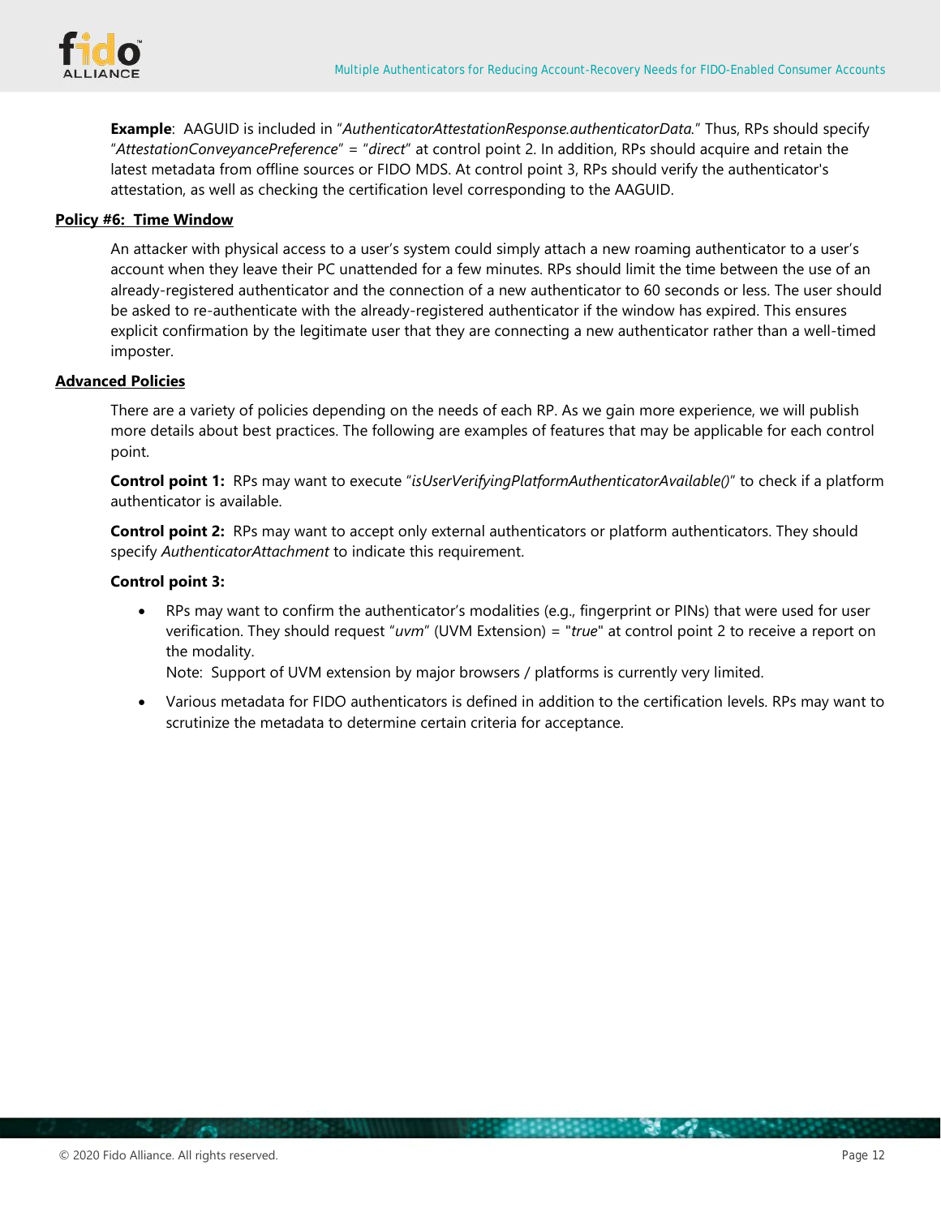**Example**: AAGUID is included in "*AuthenticatorAttestationResponse.authenticatorData.*" Thus, RPs should specify "*AttestationConveyancePreference*" = "*direct*" at control point 2. In addition, RPs should acquire and retain the latest metadata from offline sources or FIDO MDS. At control point 3, RPs should verify the authenticator's attestation, as well as checking the certification level corresponding to the AAGUID.

**Policy #6: Time Window**

An attacker with physical access to a user's system could simply attach a new roaming authenticator to a user's account when they leave their PC unattended for a few minutes. RPs should limit the time between the use of an already-registered authenticator and the connection of a new authenticator to 60 seconds or less. The user should be asked to re-authenticate with the already-registered authenticator if the window has expired. This ensures explicit confirmation by the legitimate user that they are connecting a new authenticator rather than a well-timed imposter.

**Advanced Policies**

There are a variety of policies depending on the needs of each RP. As we gain more experience, we will publish more details about best practices. The following are examples of features that may be applicable for each control point.

**Control point 1:** RPs may want to execute "*isUserVerifyingPlatformAuthenticatorAvailable()*" to check if a platform authenticator is available.

**Control point 2:** RPs may want to accept only external authenticators or platform authenticators. They should specify *AuthenticatorAttachment* to indicate this requirement.

**Control point 3:**

- RPs may want to confirm the authenticator's modalities (e.g., fingerprint or PINs) that were used for user verification. They should request "*uvm*" (UVM Extension) = "*true*" at control point 2 to receive a report on the modality.
  Note: Support of UVM extension by major browsers / platforms is currently very limited.
- Various metadata for FIDO authenticators is defined in addition to the certification levels. RPs may want to scrutinize the metadata to determine certain criteria for acceptance.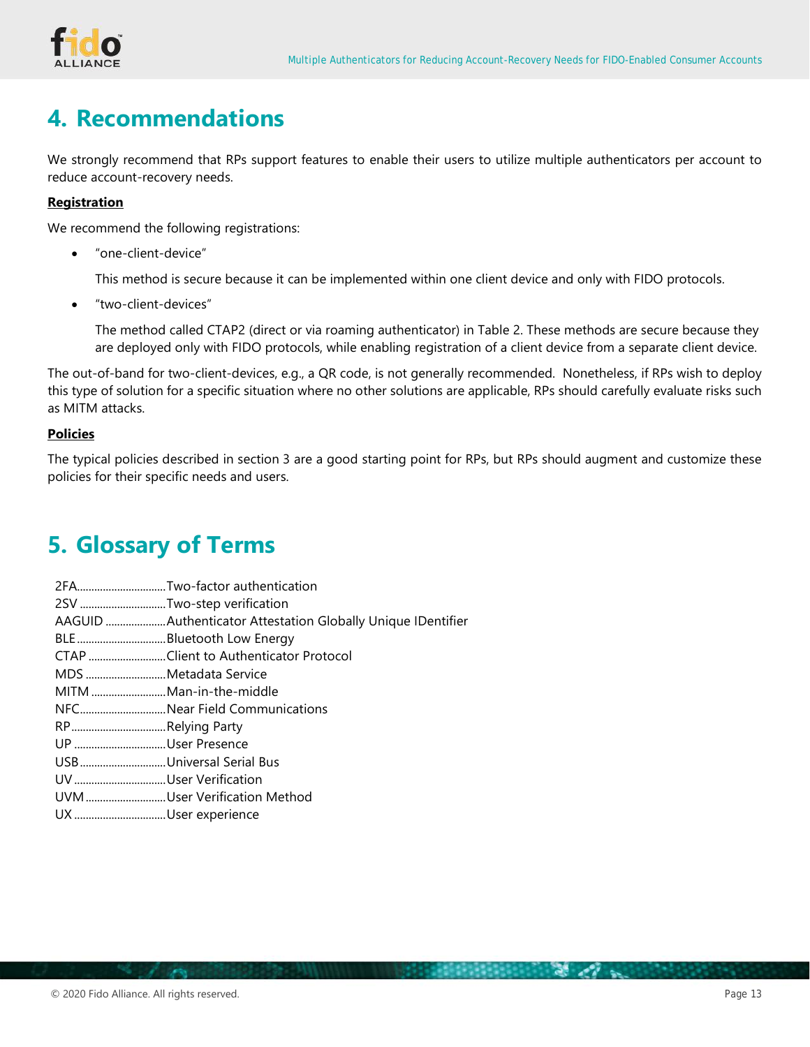# 4. Recommendations

We strongly recommend that RPs support features to enable their users to utilize multiple authenticators per account to reduce account-recovery needs.

**Registration**

We recommend the following registrations:

- "one-client-device"

  This method is secure because it can be implemented within one client device and only with FIDO protocols.

- "two-client-devices"

  The method called CTAP2 (direct or via roaming authenticator) in Table 2. These methods are secure because they are deployed only with FIDO protocols, while enabling registration of a client device from a separate client device.

The out-of-band for two-client-devices, e.g., a QR code, is not generally recommended. Nonetheless, if RPs wish to deploy this type of solution for a specific situation where no other solutions are applicable, RPs should carefully evaluate risks such as MITM attacks.

**Policies**

The typical policies described in section 3 are a good starting point for RPs, but RPs should augment and customize these policies for their specific needs and users.

# 5. Glossary of Terms

- 2FA............................Two-factor authentication
- 2SV............................Two-step verification
- AAGUID........................Authenticator Attestation Globally Unique IDentifier
- BLE............................Bluetooth Low Energy
- CTAP...........................Client to Authenticator Protocol
- MDS............................Metadata Service
- MITM...........................Man-in-the-middle
- NFC............................Near Field Communications
- RP.............................Relying Party
- UP.............................User Presence
- USB............................Universal Serial Bus
- UV.............................User Verification
- UVM............................User Verification Method
- UX.............................User experience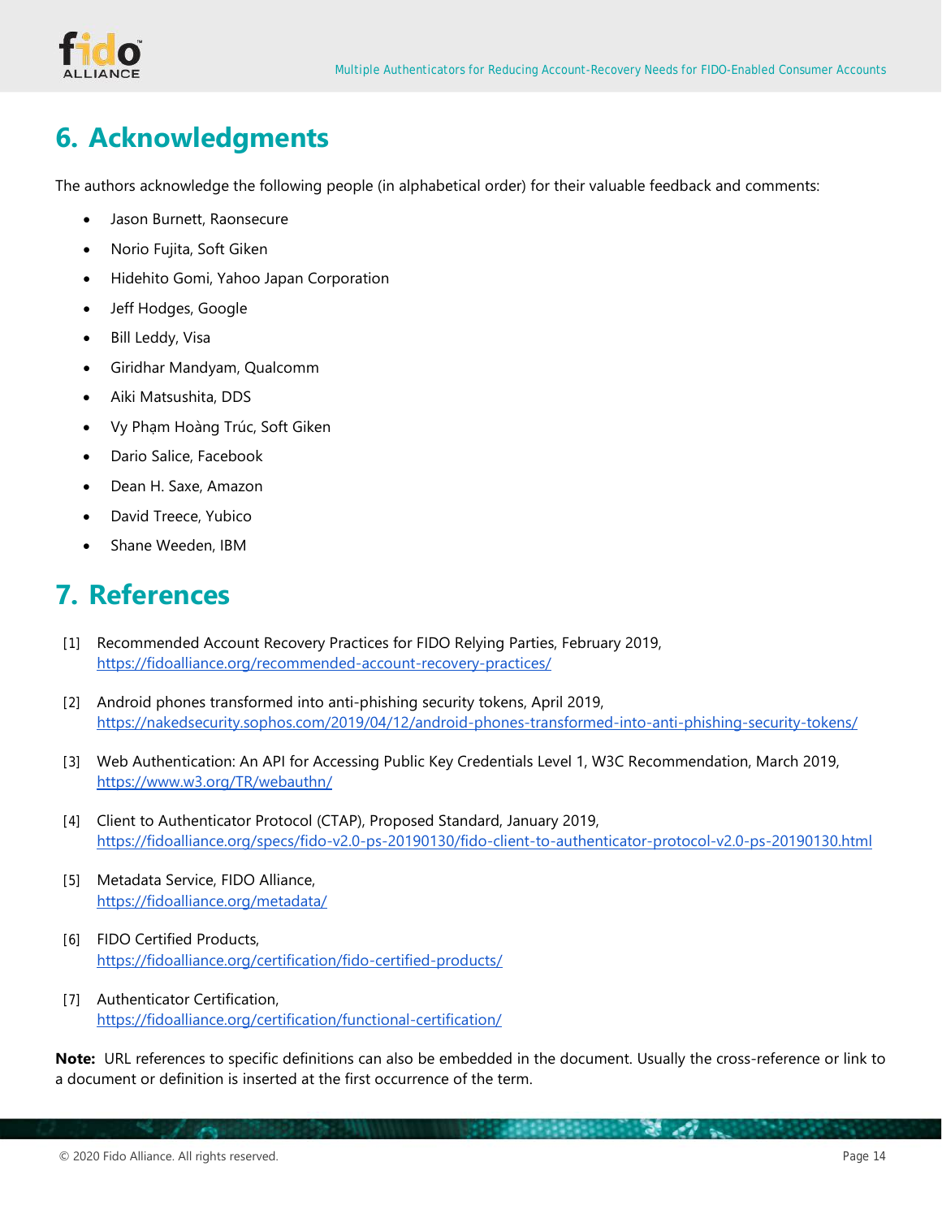## 6. Acknowledgments

The authors acknowledge the following people (in alphabetical order) for their valuable feedback and comments:

- Jason Burnett, Raonsecure
- Norio Fujita, Soft Giken
- Hidehito Gomi, Yahoo Japan Corporation
- Jeff Hodges, Google
- Bill Leddy, Visa
- Giridhar Mandyam, Qualcomm
- Aiki Matsushita, DDS
- Vy Phạm Hoàng Trúc, Soft Giken
- Dario Salice, Facebook
- Dean H. Saxe, Amazon
- David Treece, Yubico
- Shane Weeden, IBM

## 7. References

[1] Recommended Account Recovery Practices for FIDO Relying Parties, February 2019, https://fidoalliance.org/recommended-account-recovery-practices/

[2] Android phones transformed into anti-phishing security tokens, April 2019, https://nakedsecurity.sophos.com/2019/04/12/android-phones-transformed-into-anti-phishing-security-tokens/

[3] Web Authentication: An API for Accessing Public Key Credentials Level 1, W3C Recommendation, March 2019, https://www.w3.org/TR/webauthn/

[4] Client to Authenticator Protocol (CTAP), Proposed Standard, January 2019, https://fidoalliance.org/specs/fido-v2.0-ps-20190130/fido-client-to-authenticator-protocol-v2.0-ps-20190130.html

[5] Metadata Service, FIDO Alliance, https://fidoalliance.org/metadata/

[6] FIDO Certified Products, https://fidoalliance.org/certification/fido-certified-products/

[7] Authenticator Certification, https://fidoalliance.org/certification/functional-certification/

**Note:** URL references to specific definitions can also be embedded in the document. Usually the cross-reference or link to a document or definition is inserted at the first occurrence of the term.